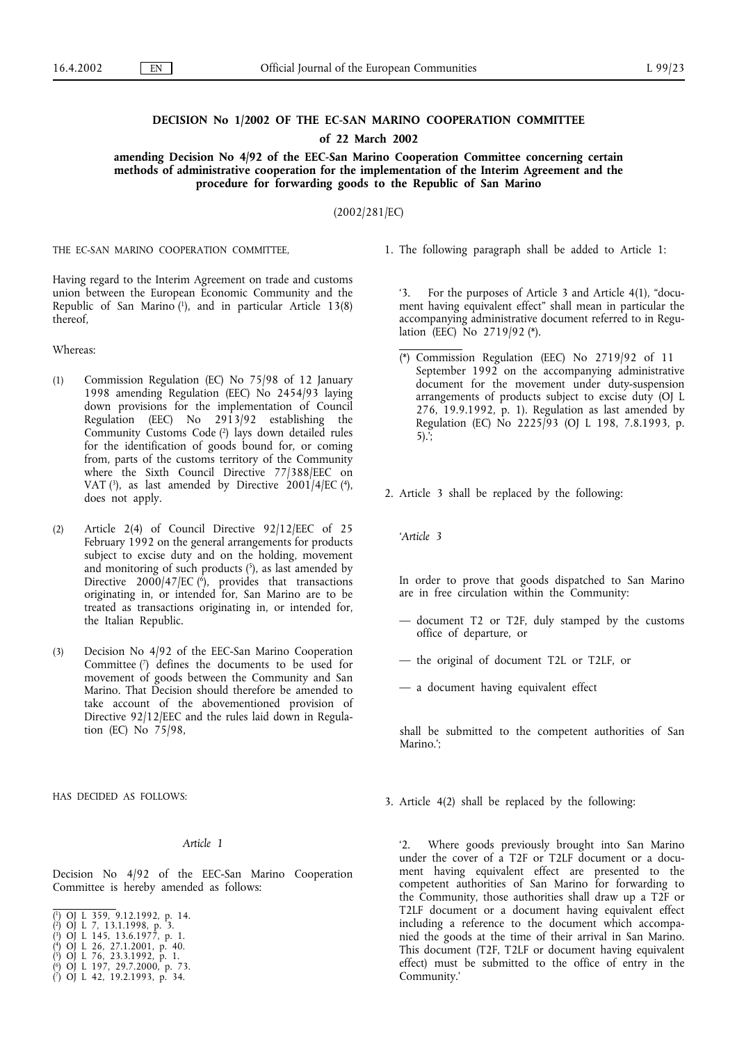# DECISION No 1/2002 OF THE EC-SAN MARINO COOPERATION COMMITTEE

## of 22 March 2002

## amending Decision No 4/92 of the EEC-San Marino Cooperation Committee concerning certain methods of administrative cooperation for the implementation of the Interim Agreement and the procedure for forwarding goods to the Republic of San Marino

(2002/281/EC)

THE EC-SAN MARINO COOPERATION COMMITTEE,

Having regard to the Interim Agreement on trade and customs union between the European Economic Community and the Republic of San Marino [1], and in particular Article 13(8) thereof,

Whereas:

(1) Commission Regulation (EC) No 75/98 of 12 January 1998 amending Regulation (EEC) No 2454/93 laying down provisions for the implementation of Council Regulation (EEC) No 2913/92 establishing the Community Customs Code [2] lays down detailed rules for the identification of goods bound for, or coming from, parts of the customs territory of the Community where the Sixth Council Directive 77/388/EEC on VAT [3], as last amended by Directive 2001/4/EC [4], does not apply.

(2) Article 2(4) of Council Directive 92/12/EEC of 25 February 1992 on the general arrangements for products subject to excise duty and on the holding, movement and monitoring of such products [5], as last amended by Directive 2000/47/EC [6], provides that transactions originating in, or intended for, San Marino are to be treated as transactions originating in, or intended for, the Italian Republic.

(3) Decision No 4/92 of the EEC-San Marino Cooperation Committee [7] defines the documents to be used for movement of goods between the Community and San Marino. That Decision should therefore be amended to take account of the abovementioned provision of Directive 92/12/EEC and the rules laid down in Regulation (EC) No 75/98,

HAS DECIDED AS FOLLOWS:

*Article 1*

Decision No 4/92 of the EEC-San Marino Cooperation Committee is hereby amended as follows:

1. The following paragraph shall be added to Article 1:

   '3. For the purposes of Article 3 and Article 4(1), "document having equivalent effect" shall mean in particular the accompanying administrative document referred to in Regulation (EEC) No 2719/92 (*).

   (*) Commission Regulation (EEC) No 2719/92 of 11 September 1992 on the accompanying administrative document for the movement under duty-suspension arrangements of products subject to excise duty (OJ L 276, 19.9.1992, p. 1). Regulation as last amended by Regulation (EC) No 2225/93 (OJ L 198, 7.8.1993, p. 5).';

2. Article 3 shall be replaced by the following:

   '*Article 3*

   In order to prove that goods dispatched to San Marino are in free circulation within the Community:

   — document T2 or T2F, duly stamped by the customs office of departure, or

   — the original of document T2L or T2LF, or

   — a document having equivalent effect

   shall be submitted to the competent authorities of San Marino.';

3. Article 4(2) shall be replaced by the following:

   '2. Where goods previously brought into San Marino under the cover of a T2F or T2LF document or a document having equivalent effect are presented to the competent authorities of San Marino for forwarding to the Community, those authorities shall draw up a T2F or T2LF document or a document having equivalent effect including a reference to the document which accompanied the goods at the time of their arrival in San Marino. This document (T2F, T2LF or document having equivalent effect) must be submitted to the office of entry in the Community.'

---

[1] OJ L 359, 9.12.1992, p. 14.
[2] OJ L 7, 13.1.1998, p. 3.
[3] OJ L 145, 13.6.1977, p. 1.
[4] OJ L 26, 27.1.2001, p. 40.
[5] OJ L 76, 23.3.1992, p. 1.
[6] OJ L 197, 29.7.2000, p. 73.
[7] OJ L 42, 19.2.1993, p. 34.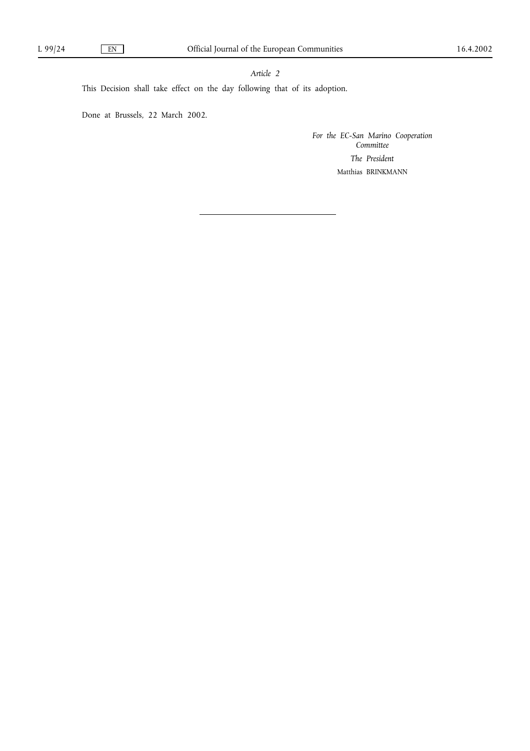*Article 2*

This Decision shall take effect on the day following that of its adoption.

Done at Brussels, 22 March 2002.

*For the EC-San Marino Cooperation Committee*

*The President*

Matthias BRINKMANN